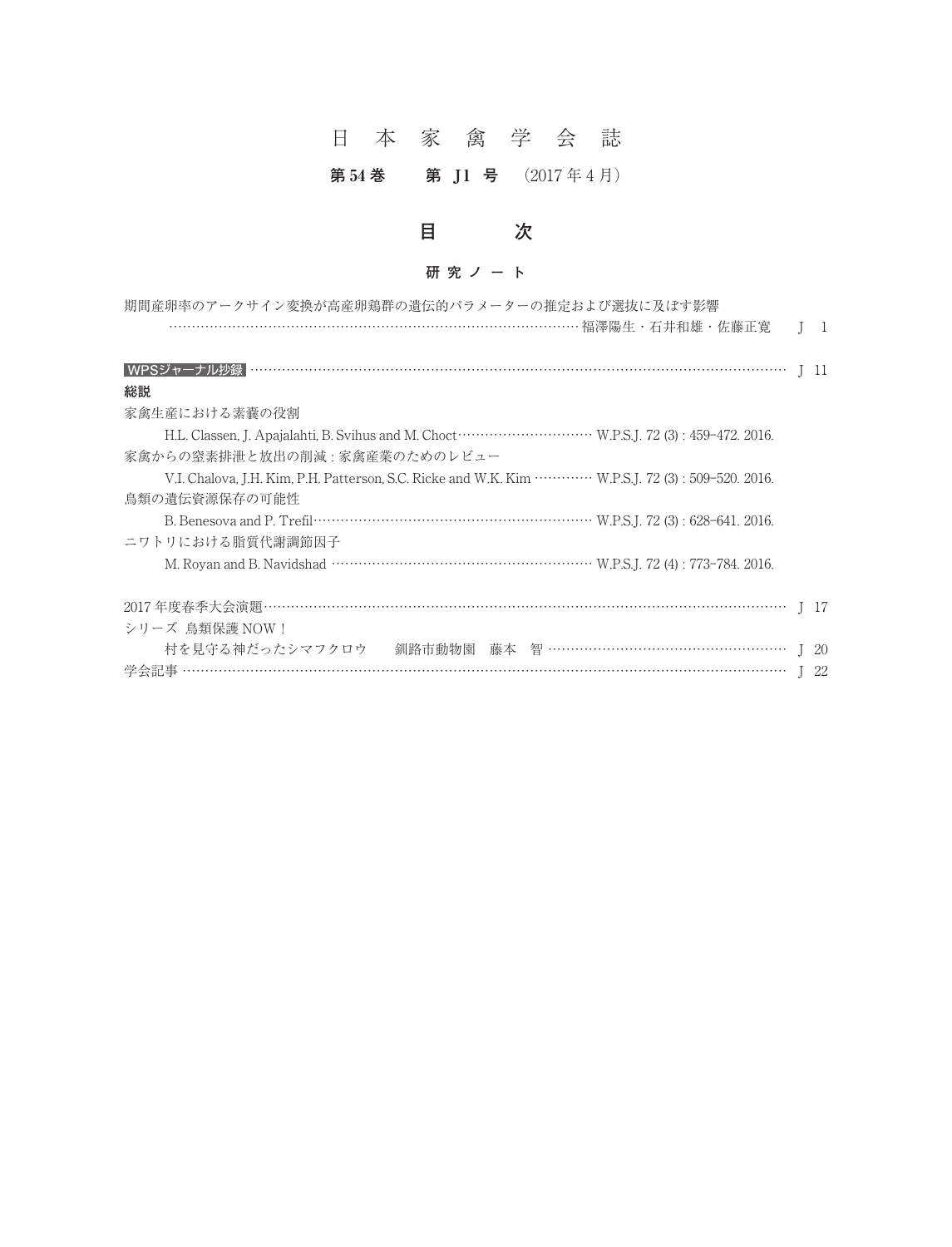# 日本家禽学会誌

**第54巻　第 J1 号**（2017年4月）

## 目　次

### 研究ノート

期間産卵率のアークサイン変換が高産卵鶏群の遺伝的パラメーターの推定および選抜に及ぼす影響
……福澤陽生・石井和雄・佐藤正寛　J 1

**WPSジャーナル抄録** …… J 11

**総説**

家禽生産における素嚢の役割
H.L. Classen, J. Apajalahti, B. Svihus and M. Choct…… W.P.S.J. 72 (3) : 459–472. 2016.

家禽からの窒素排泄と放出の削減 : 家禽産業のためのレビュー
V.I. Chalova, J.H. Kim, P.H. Patterson, S.C. Ricke and W.K. Kim …… W.P.S.J. 72 (3) : 509–520. 2016.

鳥類の遺伝資源保存の可能性
B. Benesova and P. Trefil…… W.P.S.J. 72 (3) : 628–641. 2016.

ニワトリにおける脂質代謝調節因子
M. Royan and B. Navidshad …… W.P.S.J. 72 (4) : 773–784. 2016.

2017年度春季大会演題…… J 17

シリーズ 鳥類保護 NOW！
村を見守る神だったシマフクロウ　釧路市動物園　藤本　智 …… J 20

学会記事 …… J 22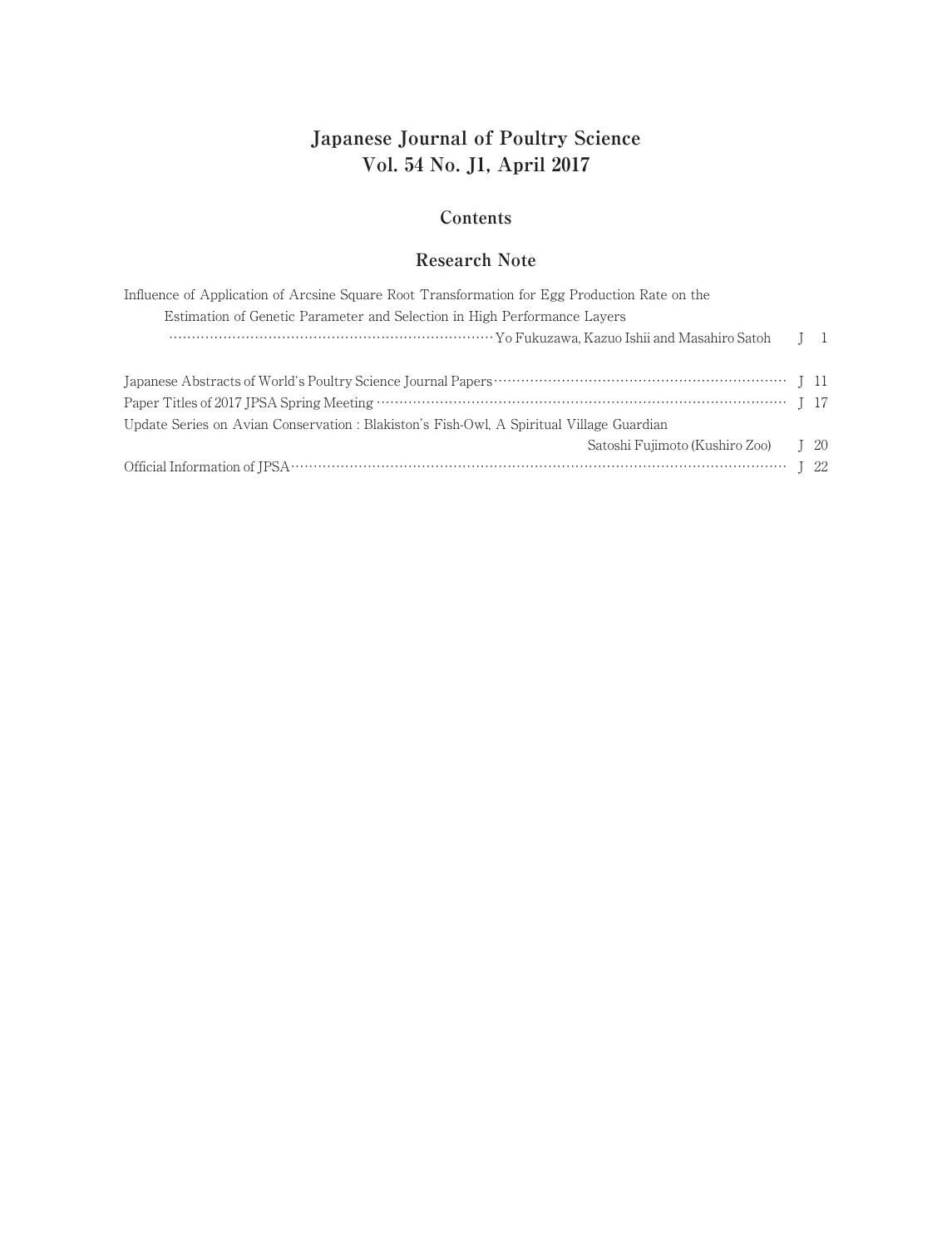# Japanese Journal of Poultry Science
# Vol. 54 No. J1, April 2017

## Contents

### Research Note

Influence of Application of Arcsine Square Root Transformation for Egg Production Rate on the Estimation of Genetic Parameter and Selection in High Performance Layers
…………………………………………………………………… Yo Fukuzawa, Kazuo Ishii and Masahiro Satoh　J 1

Japanese Abstracts of World's Poultry Science Journal Papers ……………………………………………………………… J 11

Paper Titles of 2017 JPSA Spring Meeting ………………………………………………………………………………… J 17

Update Series on Avian Conservation : Blakiston's Fish-Owl, A Spiritual Village Guardian
Satoshi Fujimoto (Kushiro Zoo)　J 20

Official Information of JPSA ………………………………………………………………………………………………… J 22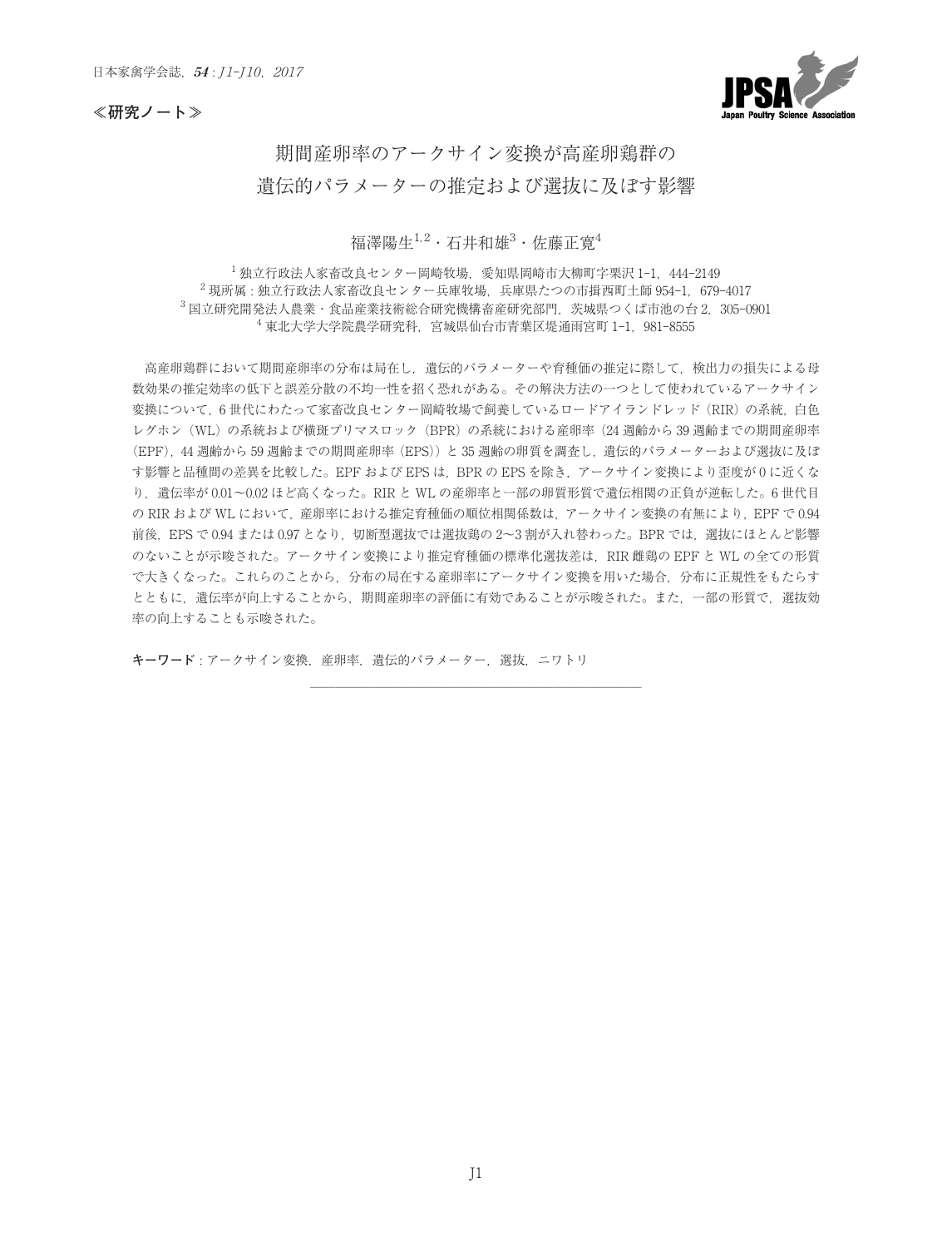≪研究ノート≫

# 期間産卵率のアークサイン変換が高産卵鶏群の遺伝的パラメーターの推定および選抜に及ぼす影響

福澤陽生[1,2]・石井和雄[3]・佐藤正寛[4]

[1] 独立行政法人家畜改良センター岡崎牧場，愛知県岡崎市大柳町字栗沢 1-1，444-2149
[2] 現所属：独立行政法人家畜改良センター兵庫牧場，兵庫県たつの市揖西町土師 954-1，679-4017
[3] 国立研究開発法人農業・食品産業技術総合研究機構畜産研究部門，茨城県つくば市池の台 2，305-0901
[4] 東北大学大学院農学研究科，宮城県仙台市青葉区堤通雨宮町 1-1，981-8555

高産卵鶏群において期間産卵率の分布は局在し，遺伝的パラメーターや育種価の推定に際して，検出力の損失による母数効果の推定効率の低下と誤差分散の不均一性を招く恐れがある。その解決方法の一つとして使われているアークサイン変換について，6 世代にわたって家畜改良センター岡崎牧場で飼養しているロードアイランドレッド（RIR）の系統，白色レグホン（WL）の系統および横斑プリマスロック（BPR）の系統における産卵率（24 週齢から 39 週齢までの期間産卵率（EPF），44 週齢から 59 週齢までの期間産卵率（EPS））と 35 週齢の卵質を調査し，遺伝的パラメーターおよび選抜に及ぼす影響と品種間の差異を比較した。EPF および EPS は，BPR の EPS を除き，アークサイン変換により歪度が 0 に近くなり，遺伝率が 0.01～0.02 ほど高くなった。RIR と WL の産卵率と一部の卵質形質で遺伝相関の正負が逆転した。6 世代目の RIR および WL において，産卵率における推定育種価の順位相関係数は，アークサイン変換の有無により，EPF で 0.94 前後，EPS で 0.94 または 0.97 となり，切断型選抜では選抜鶏の 2～3 割が入れ替わった。BPR では，選抜にほとんど影響のないことが示唆された。アークサイン変換により推定育種価の標準化選抜差は，RIR 雌鶏の EPF と WL の全ての形質で大きくなった。これらのことから，分布の局在する産卵率にアークサイン変換を用いた場合，分布に正規性をもたらすとともに，遺伝率が向上することから，期間産卵率の評価に有効であることが示唆された。また，一部の形質で，選抜効率の向上することも示唆された。

**キーワード**：アークサイン変換，産卵率，遺伝的パラメーター，選抜，ニワトリ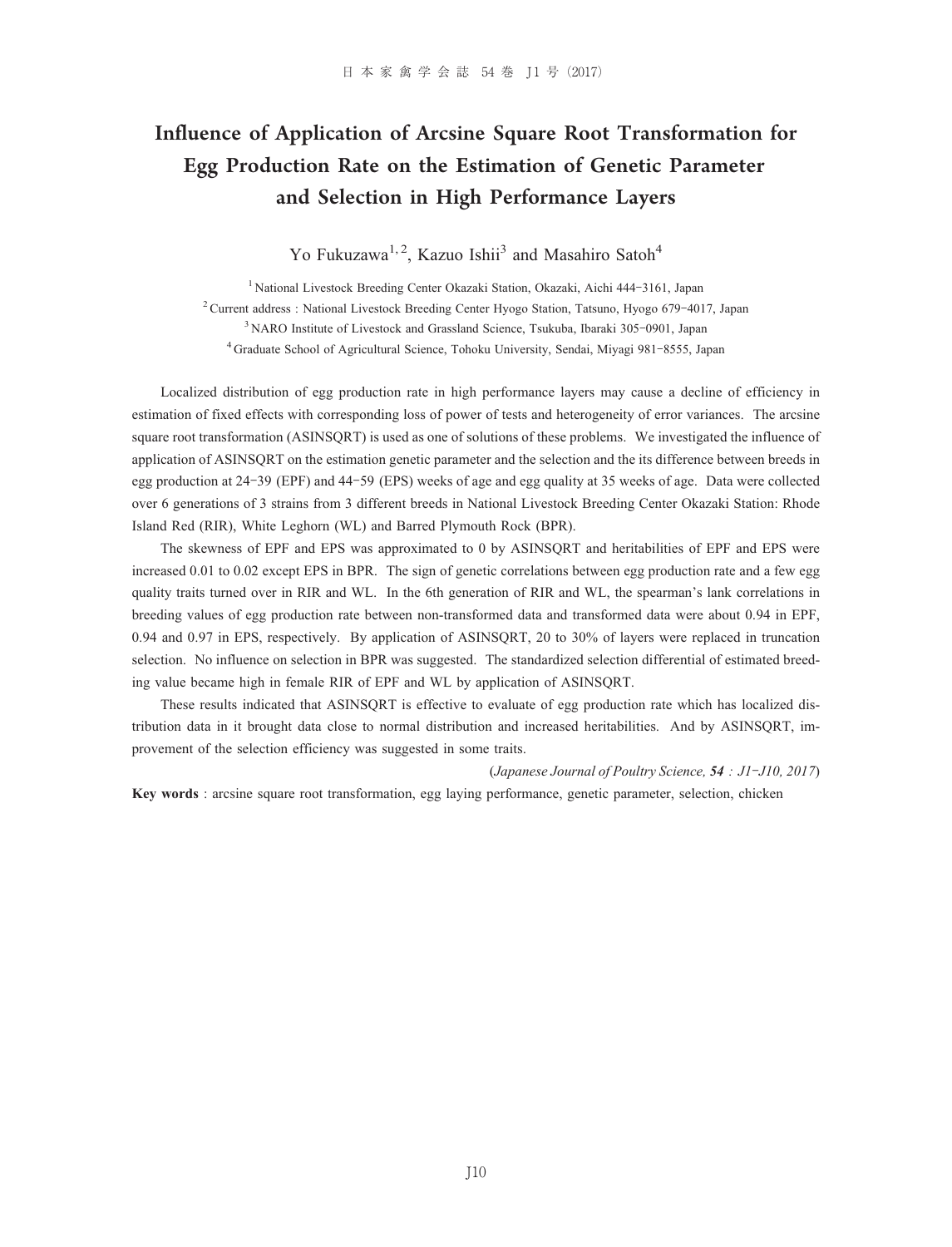# Influence of Application of Arcsine Square Root Transformation for Egg Production Rate on the Estimation of Genetic Parameter and Selection in High Performance Layers

Yo Fukuzawa[1,2], Kazuo Ishii[3] and Masahiro Satoh[4]

[1] National Livestock Breeding Center Okazaki Station, Okazaki, Aichi 444-3161, Japan

[2] Current address : National Livestock Breeding Center Hyogo Station, Tatsuno, Hyogo 679-4017, Japan

[3] NARO Institute of Livestock and Grassland Science, Tsukuba, Ibaraki 305-0901, Japan

[4] Graduate School of Agricultural Science, Tohoku University, Sendai, Miyagi 981-8555, Japan

Localized distribution of egg production rate in high performance layers may cause a decline of efficiency in estimation of fixed effects with corresponding loss of power of tests and heterogeneity of error variances. The arcsine square root transformation (ASINSQRT) is used as one of solutions of these problems. We investigated the influence of application of ASINSQRT on the estimation genetic parameter and the selection and the its difference between breeds in egg production at 24-39 (EPF) and 44-59 (EPS) weeks of age and egg quality at 35 weeks of age. Data were collected over 6 generations of 3 strains from 3 different breeds in National Livestock Breeding Center Okazaki Station: Rhode Island Red (RIR), White Leghorn (WL) and Barred Plymouth Rock (BPR).

The skewness of EPF and EPS was approximated to 0 by ASINSQRT and heritabilities of EPF and EPS were increased 0.01 to 0.02 except EPS in BPR. The sign of genetic correlations between egg production rate and a few egg quality traits turned over in RIR and WL. In the 6th generation of RIR and WL, the spearman's lank correlations in breeding values of egg production rate between non-transformed data and transformed data were about 0.94 in EPF, 0.94 and 0.97 in EPS, respectively. By application of ASINSQRT, 20 to 30% of layers were replaced in truncation selection. No influence on selection in BPR was suggested. The standardized selection differential of estimated breeding value became high in female RIR of EPF and WL by application of ASINSQRT.

These results indicated that ASINSQRT is effective to evaluate of egg production rate which has localized distribution data in it brought data close to normal distribution and increased heritabilities. And by ASINSQRT, improvement of the selection efficiency was suggested in some traits.

(*Japanese Journal of Poultry Science, **54** : J1-J10, 2017*)

**Key words** : arcsine square root transformation, egg laying performance, genetic parameter, selection, chicken